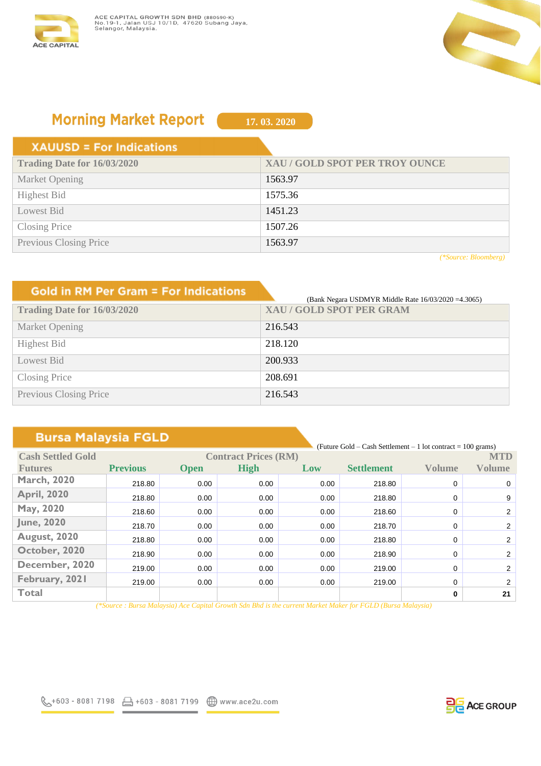ACE CAPITAL GROWTH SDN BHD (880690-K)
No.19-1, Jalan USJ 10/1D, 47620 Subang Jaya, Selangor, Malaysia.

# Morning Market Report

**17. 03. 2020**

## XAUUSD = For Indications

| Trading Date for 16/03/2020 | XAU / GOLD SPOT PER TROY OUNCE |
|---|---|
| Market Opening | 1563.97 |
| Highest Bid | 1575.36 |
| Lowest Bid | 1451.23 |
| Closing Price | 1507.26 |
| Previous Closing Price | 1563.97 |

*(\*Source: Bloomberg)*

## Gold in RM Per Gram = For Indications

(Bank Negara USDMYR Middle Rate 16/03/2020 =4.3065)

| Trading Date for 16/03/2020 | XAU / GOLD SPOT PER GRAM |
|---|---|
| Market Opening | 216.543 |
| Highest Bid | 218.120 |
| Lowest Bid | 200.933 |
| Closing Price | 208.691 |
| Previous Closing Price | 216.543 |

## Bursa Malaysia FGLD

(Future Gold – Cash Settlement – 1 lot contract = 100 grams)

| Cash Settled Gold Futures | Contract Prices (RM) | | | | | | MTD |
|---|---|---|---|---|---|---|---|
| | Previous | Open | High | Low | Settlement | Volume | Volume |
| March, 2020 | 218.80 | 0.00 | 0.00 | 0.00 | 218.80 | 0 | 0 |
| April, 2020 | 218.80 | 0.00 | 0.00 | 0.00 | 218.80 | 0 | 9 |
| May, 2020 | 218.60 | 0.00 | 0.00 | 0.00 | 218.60 | 0 | 2 |
| June, 2020 | 218.70 | 0.00 | 0.00 | 0.00 | 218.70 | 0 | 2 |
| August, 2020 | 218.80 | 0.00 | 0.00 | 0.00 | 218.80 | 0 | 2 |
| October, 2020 | 218.90 | 0.00 | 0.00 | 0.00 | 218.90 | 0 | 2 |
| December, 2020 | 219.00 | 0.00 | 0.00 | 0.00 | 219.00 | 0 | 2 |
| February, 2021 | 219.00 | 0.00 | 0.00 | 0.00 | 219.00 | 0 | 2 |
| Total | | | | | | **0** | **21** |

*(\*Source : Bursa Malaysia) Ace Capital Growth Sdn Bhd is the current Market Maker for FGLD (Bursa Malaysia)*

+603 - 8081 7198 | +603 - 8081 7199 | www.ace2u.com

ACE GROUP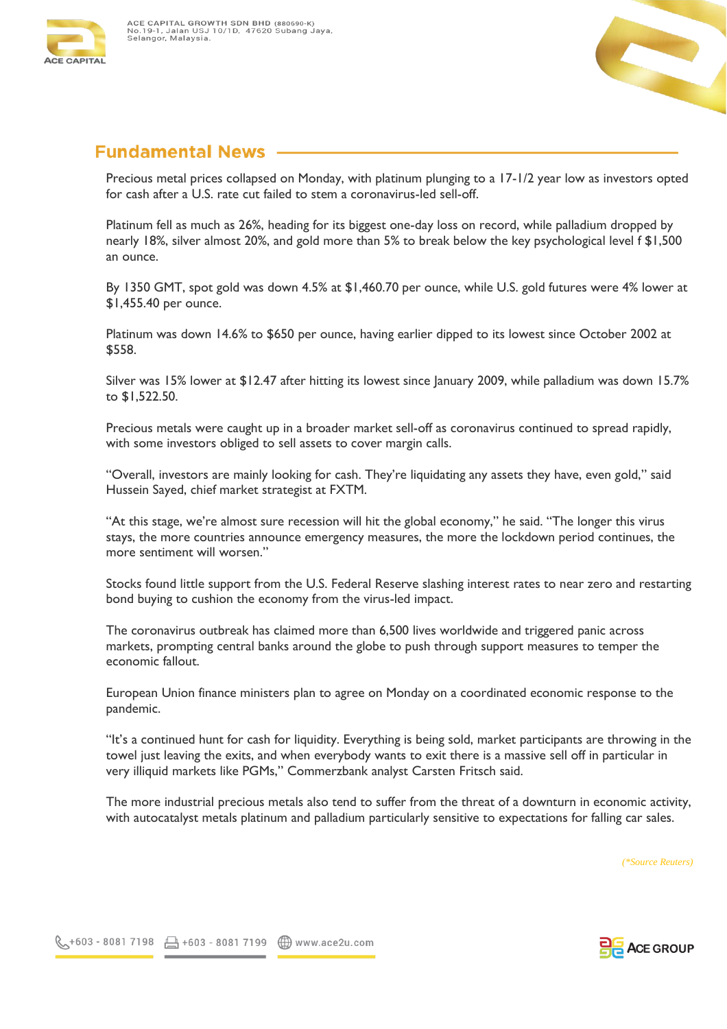## Fundamental News

Precious metal prices collapsed on Monday, with platinum plunging to a 17-1/2 year low as investors opted for cash after a U.S. rate cut failed to stem a coronavirus-led sell-off.

Platinum fell as much as 26%, heading for its biggest one-day loss on record, while palladium dropped by nearly 18%, silver almost 20%, and gold more than 5% to break below the key psychological level f $1,500 an ounce.

By 1350 GMT, spot gold was down 4.5% at $1,460.70 per ounce, while U.S. gold futures were 4% lower at $1,455.40 per ounce.

Platinum was down 14.6% to $650 per ounce, having earlier dipped to its lowest since October 2002 at $558.

Silver was 15% lower at $12.47 after hitting its lowest since January 2009, while palladium was down 15.7% to $1,522.50.

Precious metals were caught up in a broader market sell-off as coronavirus continued to spread rapidly, with some investors obliged to sell assets to cover margin calls.

"Overall, investors are mainly looking for cash. They're liquidating any assets they have, even gold," said Hussein Sayed, chief market strategist at FXTM.

"At this stage, we're almost sure recession will hit the global economy," he said. "The longer this virus stays, the more countries announce emergency measures, the more the lockdown period continues, the more sentiment will worsen."

Stocks found little support from the U.S. Federal Reserve slashing interest rates to near zero and restarting bond buying to cushion the economy from the virus-led impact.

The coronavirus outbreak has claimed more than 6,500 lives worldwide and triggered panic across markets, prompting central banks around the globe to push through support measures to temper the economic fallout.

European Union finance ministers plan to agree on Monday on a coordinated economic response to the pandemic.

"It's a continued hunt for cash for liquidity. Everything is being sold, market participants are throwing in the towel just leaving the exits, and when everybody wants to exit there is a massive sell off in particular in very illiquid markets like PGMs," Commerzbank analyst Carsten Fritsch said.

The more industrial precious metals also tend to suffer from the threat of a downturn in economic activity, with autocatalyst metals platinum and palladium particularly sensitive to expectations for falling car sales.

*(\*Source Reuters)*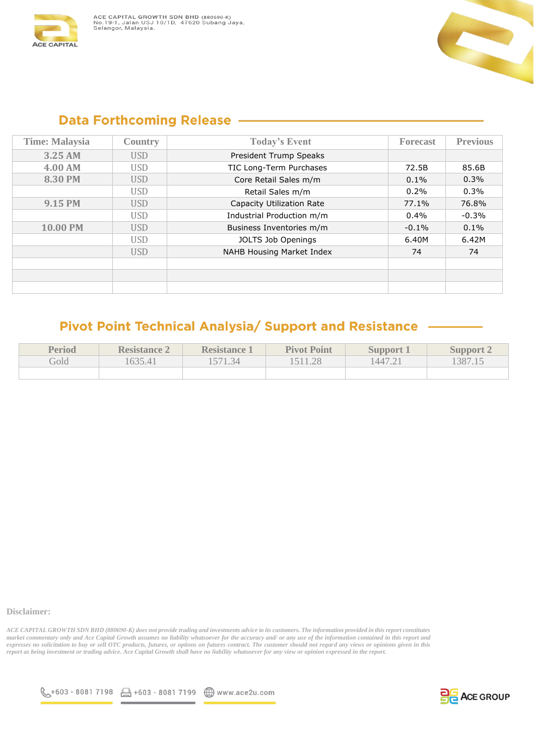## Data Forthcoming Release

| Time: Malaysia | Country | Today's Event | Forecast | Previous |
|---|---|---|---|---|
| 3.25 AM | USD | President Trump Speaks | | |
| 4.00 AM | USD | TIC Long-Term Purchases | 72.5B | 85.6B |
| 8.30 PM | USD | Core Retail Sales m/m | 0.1% | 0.3% |
| | USD | Retail Sales m/m | 0.2% | 0.3% |
| 9.15 PM | USD | Capacity Utilization Rate | 77.1% | 76.8% |
| | USD | Industrial Production m/m | 0.4% | -0.3% |
| 10.00 PM | USD | Business Inventories m/m | -0.1% | 0.1% |
| | USD | JOLTS Job Openings | 6.40M | 6.42M |
| | USD | NAHB Housing Market Index | 74 | 74 |

## Pivot Point Technical Analysia/ Support and Resistance

| Period | Resistance 2 | Resistance 1 | Pivot Point | Support 1 | Support 2 |
|---|---|---|---|---|---|
| Gold | 1635.41 | 1571.34 | 1511.28 | 1447.21 | 1387.15 |

**Disclaimer:**

*ACE CAPITAL GROWTH SDN BHD (880690-K) does not provide trading and investments advice to its customers. The information provided in this report constitutes market commentary only and Ace Capital Growth assumes no liability whatsoever for the accuracy and/ or any use of the information contained in this report and expresses no solicitation to buy or sell OTC products, futures, or options on futures contract. The customer should not regard any views or opinions given in this report as being investment or trading advice. Ace Capital Growth shall have no liability whatsoever for any view or opinion expressed in the report.*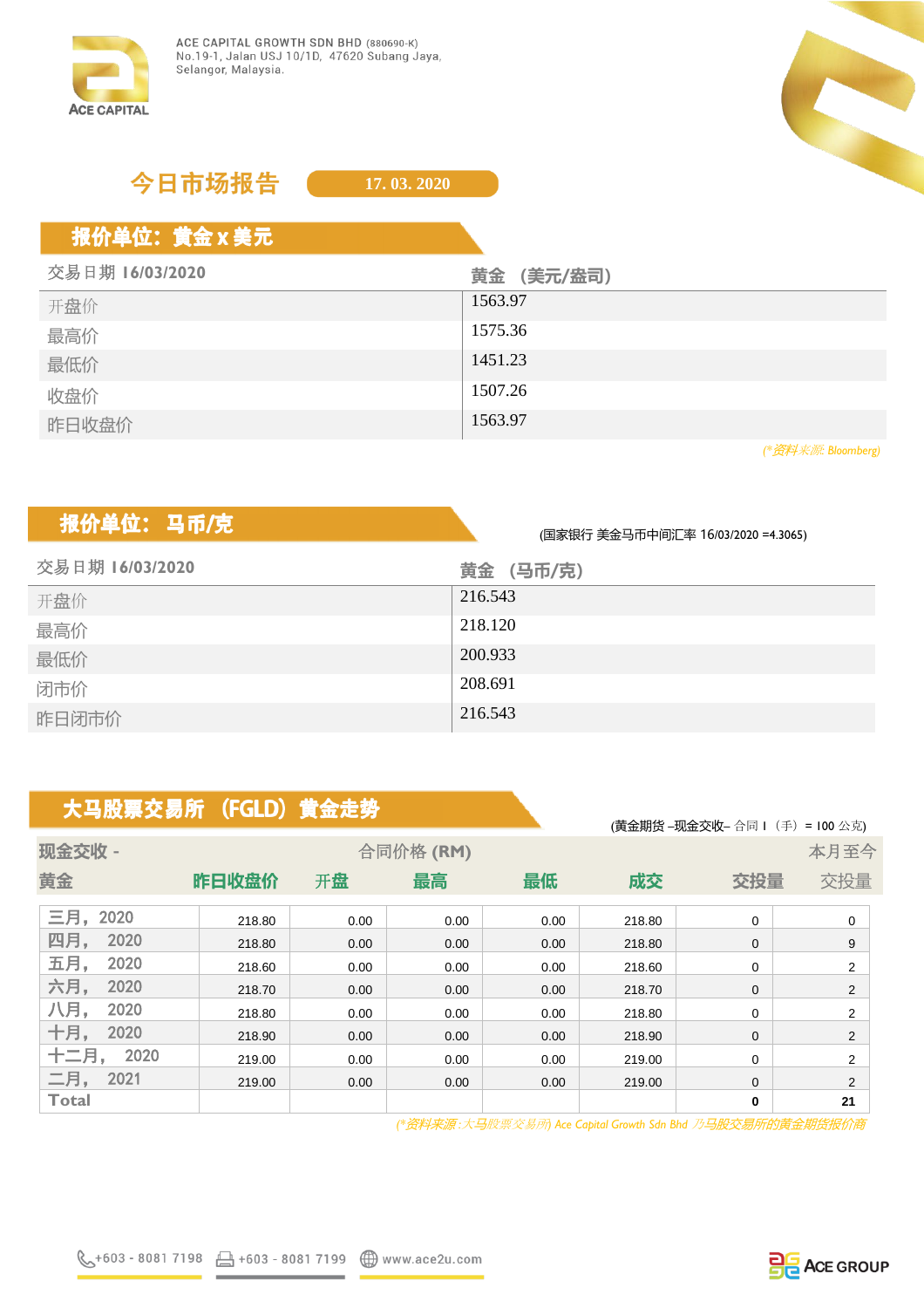ACE CAPITAL

ACE CAPITAL GROWTH SDN BHD (880690-K)
No.19-1, Jalan USJ 10/1D, 47620 Subang Jaya,
Selangor, Malaysia.

# 今日市场报告

17. 03. 2020

## 报价单位：黄金 x 美元

| 交易日期 16/03/2020 | 黄金 （美元/盎司） |
|---|---|
| 开盘价 | 1563.97 |
| 最高价 | 1575.36 |
| 最低价 | 1451.23 |
| 收盘价 | 1507.26 |
| 昨日收盘价 | 1563.97 |

(*资料来源 Bloomberg)

## 报价单位：马币/克

(国家银行 美金马币中间汇率 16/03/2020 =4.3065)

| 交易日期 16/03/2020 | 黄金 （马币/克） |
|---|---|
| 开盘价 | 216.543 |
| 最高价 | 218.120 |
| 最低价 | 200.933 |
| 闭市价 | 208.691 |
| 昨日闭市价 | 216.543 |

## 大马股票交易所 （FGLD）黄金走势

(黄金期货 –现金交收– 合同 1 （手） = 100 公克)

| 现金交收 - 黄金 | 合同价格 (RM) 昨日收盘价 | 开盘 | 最高 | 最低 | 成交 | 交投量 | 本月至今 交投量 |
|---|---|---|---|---|---|---|---|
| 三月，2020 | 218.80 | 0.00 | 0.00 | 0.00 | 218.80 | 0 | 0 |
| 四月， 2020 | 218.80 | 0.00 | 0.00 | 0.00 | 218.80 | 0 | 9 |
| 五月， 2020 | 218.60 | 0.00 | 0.00 | 0.00 | 218.60 | 0 | 2 |
| 六月， 2020 | 218.70 | 0.00 | 0.00 | 0.00 | 218.70 | 0 | 2 |
| 八月， 2020 | 218.80 | 0.00 | 0.00 | 0.00 | 218.80 | 0 | 2 |
| 十月， 2020 | 218.90 | 0.00 | 0.00 | 0.00 | 218.90 | 0 | 2 |
| 十二月， 2020 | 219.00 | 0.00 | 0.00 | 0.00 | 219.00 | 0 | 2 |
| 二月， 2021 | 219.00 | 0.00 | 0.00 | 0.00 | 219.00 | 0 | 2 |
| Total | | | | | | **0** | **21** |

(*资料来源:大马股票交易所) Ace Capital Growth Sdn Bhd 乃马股交易所的黄金期货报价商

+603 - 8081 7198 &nbsp; +603 - 8081 7199 &nbsp; www.ace2u.com

ACE GROUP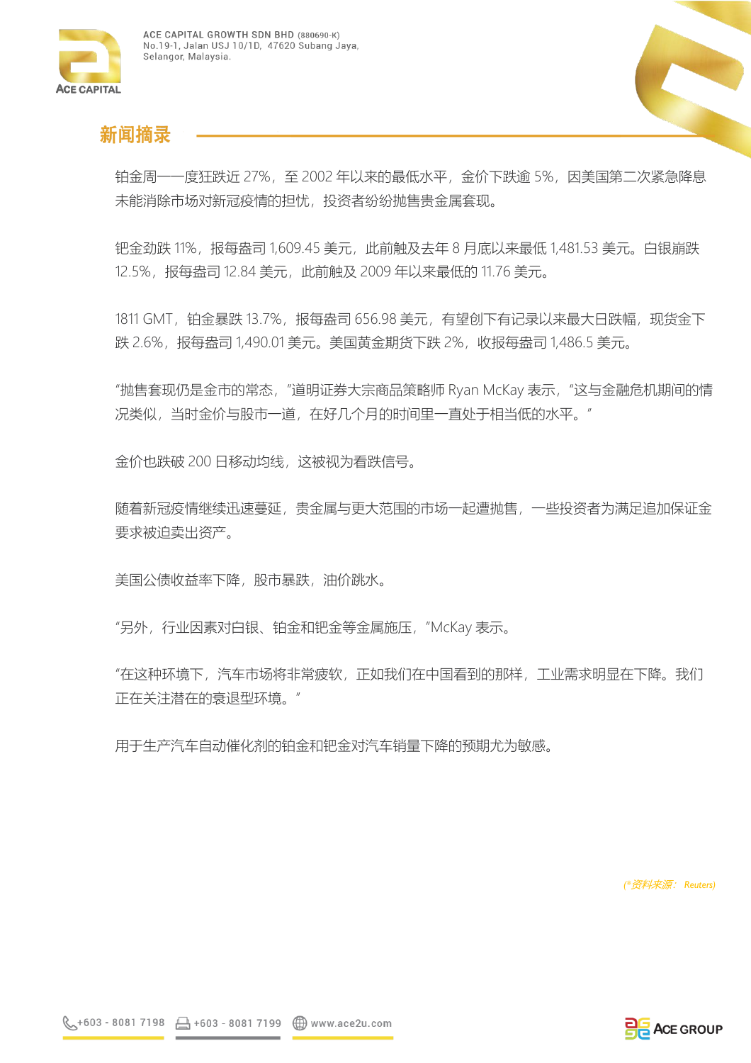## 新闻摘录

铂金周一一度狂跌近 27%，至 2002 年以来的最低水平，金价下跌逾 5%，因美国第二次紧急降息未能消除市场对新冠疫情的担忧，投资者纷纷抛售贵金属套现。

钯金劲跌 11%，报每盎司 1,609.45 美元，此前触及去年 8 月底以来最低 1,481.53 美元。白银崩跌 12.5%，报每盎司 12.84 美元，此前触及 2009 年以来最低的 11.76 美元。

1811 GMT，铂金暴跌 13.7%，报每盎司 656.98 美元，有望创下有记录以来最大日跌幅，现货金下跌 2.6%，报每盎司 1,490.01 美元。美国黄金期货下跌 2%，收报每盎司 1,486.5 美元。

"抛售套现仍是金市的常态，"道明证券大宗商品策略师 Ryan McKay 表示，"这与金融危机期间的情况类似，当时金价与股市一道，在好几个月的时间里一直处于相当低的水平。"

金价也跌破 200 日移动均线，这被视为看跌信号。

随着新冠疫情继续迅速蔓延，贵金属与更大范围的市场一起遭抛售，一些投资者为满足追加保证金要求被迫卖出资产。

美国公债收益率下降，股市暴跌，油价跳水。

"另外，行业因素对白银、铂金和钯金等金属施压，"McKay 表示。

"在这种环境下，汽车市场将非常疲软，正如我们在中国看到的那样，工业需求明显在下降。我们正在关注潜在的衰退型环境。"

用于生产汽车自动催化剂的铂金和钯金对汽车销量下降的预期尤为敏感。

*(*资料来源： Reuters)*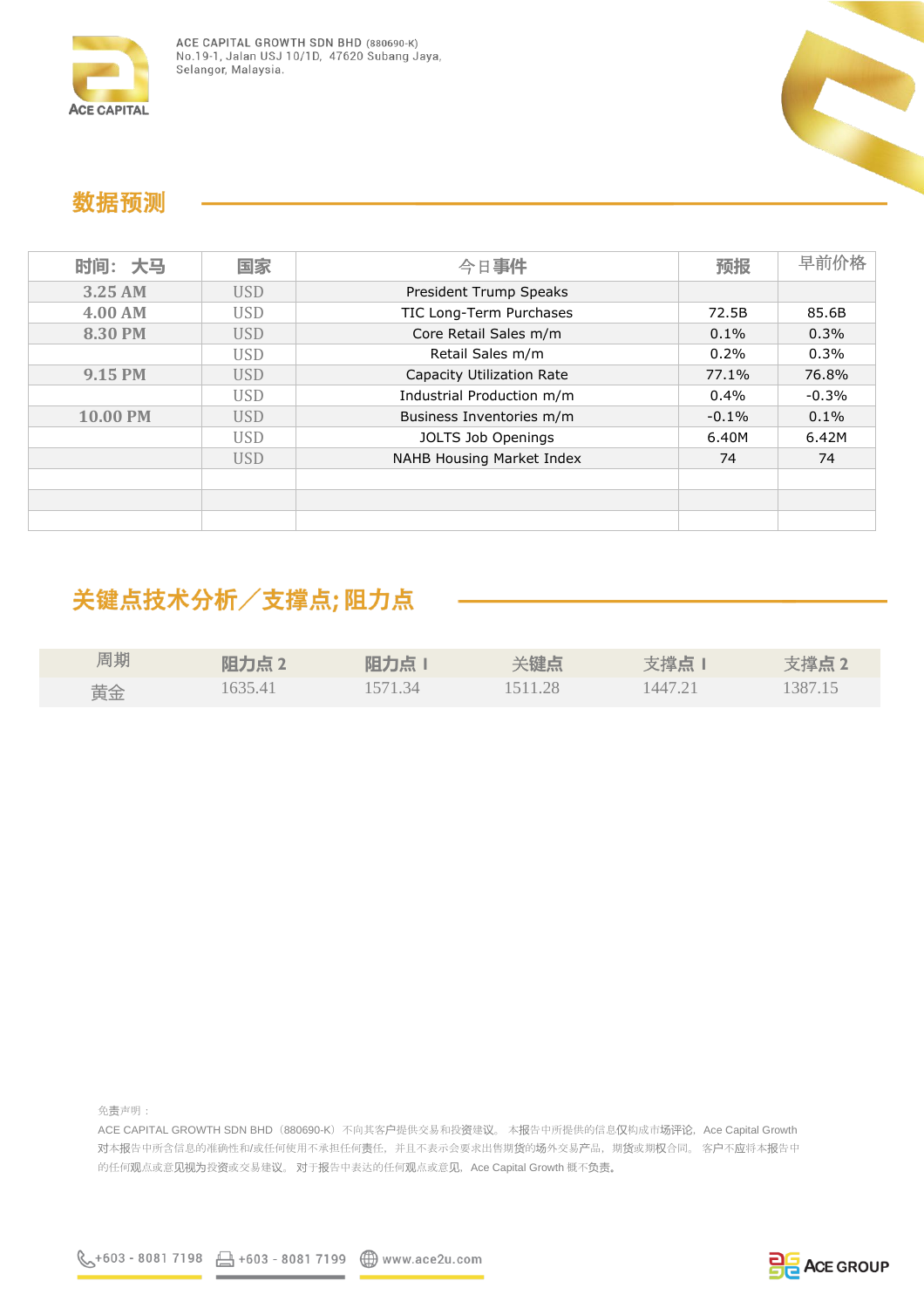ACE CAPITAL GROWTH SDN BHD (880690-K)
No.19-1, Jalan USJ 10/1D, 47620 Subang Jaya,
Selangor, Malaysia.

## 数据预测

| 时间： 大马 | 国家 | 今日事件 | 预报 | 早前价格 |
|---|---|---|---|---|
| 3.25 AM | USD | President Trump Speaks | | |
| 4.00 AM | USD | TIC Long-Term Purchases | 72.5B | 85.6B |
| 8.30 PM | USD | Core Retail Sales m/m | 0.1% | 0.3% |
| | USD | Retail Sales m/m | 0.2% | 0.3% |
| 9.15 PM | USD | Capacity Utilization Rate | 77.1% | 76.8% |
| | USD | Industrial Production m/m | 0.4% | -0.3% |
| 10.00 PM | USD | Business Inventories m/m | -0.1% | 0.1% |
| | USD | JOLTS Job Openings | 6.40M | 6.42M |
| | USD | NAHB Housing Market Index | 74 | 74 |
| | | | | |
| | | | | |
| | | | | |

## 关键点技术分析／支撑点; 阻力点

| 周期 | 阻力点 2 | 阻力点 I | 关键点 | 支撑点 I | 支撑点 2 |
|---|---|---|---|---|---|
| 黄金 | 1635.41 | 1571.34 | 1511.28 | 1447.21 | 1387.15 |

免责声明：

ACE CAPITAL GROWTH SDN BHD（880690-K）不向其客户提供交易和投资建议。本报告中所提供的信息仅构成市场评论，Ace Capital Growth 对本报告中所含信息的准确性和/或任何使用不承担任何责任，并且不表示会要求出售期货的场外交易产品，期货或期权合同。客户不应将本报告中的任何观点或意见视为投资或交易建议。对于报告中表达的任何观点或意见，Ace Capital Growth 概不负责。

+603 - 8081 7198 +603 - 8081 7199 www.ace2u.com